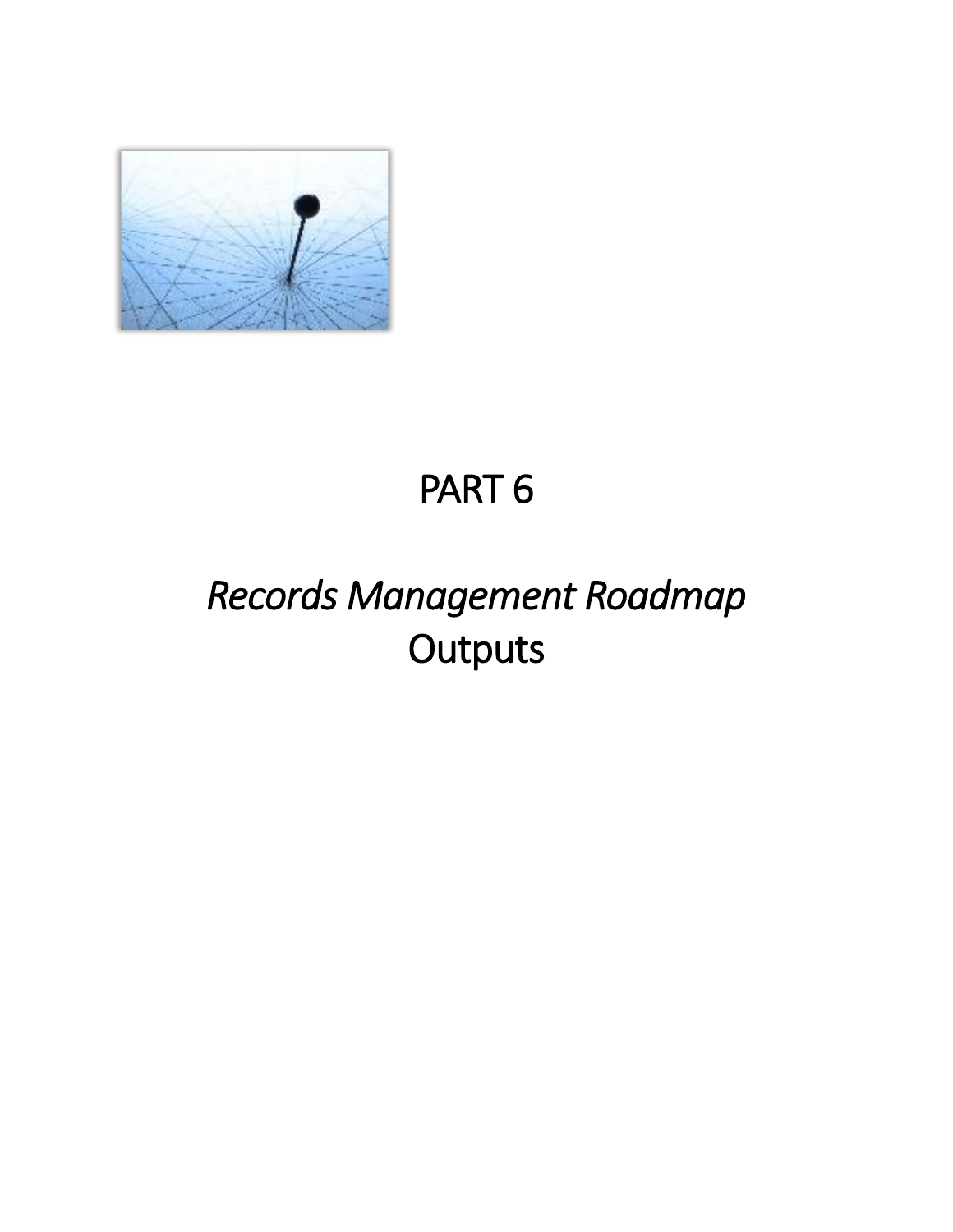# PART 6

# *Records Management Roadmap* Outputs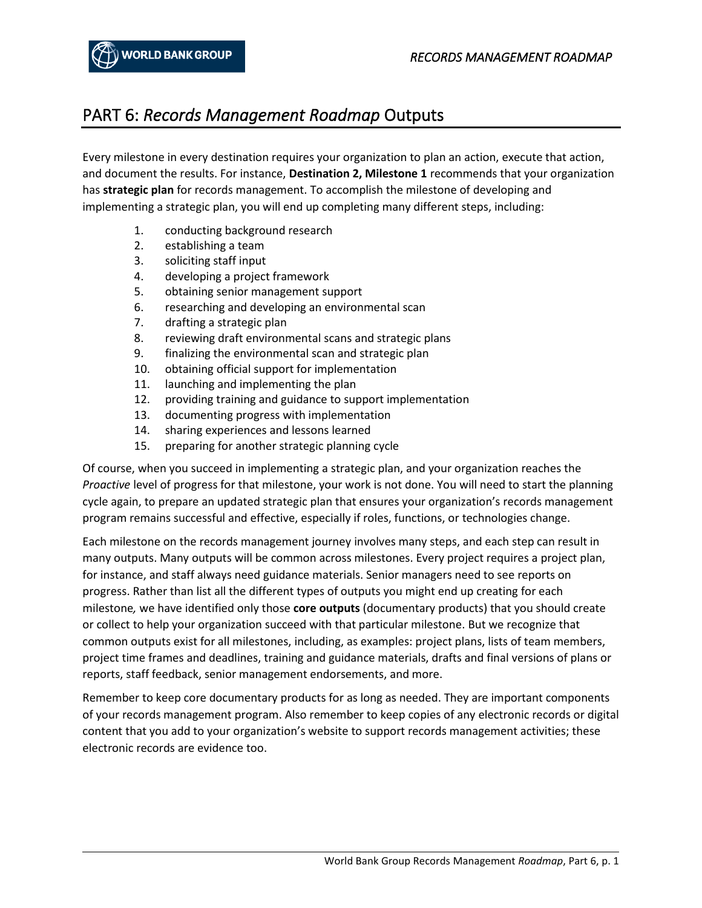# PART 6: *Records Management Roadmap* Outputs

Every milestone in every destination requires your organization to plan an action, execute that action, and document the results. For instance, **Destination 2, Milestone 1** recommends that your organization has **strategic plan** for records management. To accomplish the milestone of developing and implementing a strategic plan, you will end up completing many different steps, including:

1. conducting background research
2. establishing a team
3. soliciting staff input
4. developing a project framework
5. obtaining senior management support
6. researching and developing an environmental scan
7. drafting a strategic plan
8. reviewing draft environmental scans and strategic plans
9. finalizing the environmental scan and strategic plan
10. obtaining official support for implementation
11. launching and implementing the plan
12. providing training and guidance to support implementation
13. documenting progress with implementation
14. sharing experiences and lessons learned
15. preparing for another strategic planning cycle

Of course, when you succeed in implementing a strategic plan, and your organization reaches the *Proactive* level of progress for that milestone, your work is not done. You will need to start the planning cycle again, to prepare an updated strategic plan that ensures your organization's records management program remains successful and effective, especially if roles, functions, or technologies change.

Each milestone on the records management journey involves many steps, and each step can result in many outputs. Many outputs will be common across milestones. Every project requires a project plan, for instance, and staff always need guidance materials. Senior managers need to see reports on progress. Rather than list all the different types of outputs you might end up creating for each milestone*,* we have identified only those **core outputs** (documentary products) that you should create or collect to help your organization succeed with that particular milestone. But we recognize that common outputs exist for all milestones, including, as examples: project plans, lists of team members, project time frames and deadlines, training and guidance materials, drafts and final versions of plans or reports, staff feedback, senior management endorsements, and more.

Remember to keep core documentary products for as long as needed. They are important components of your records management program. Also remember to keep copies of any electronic records or digital content that you add to your organization's website to support records management activities; these electronic records are evidence too.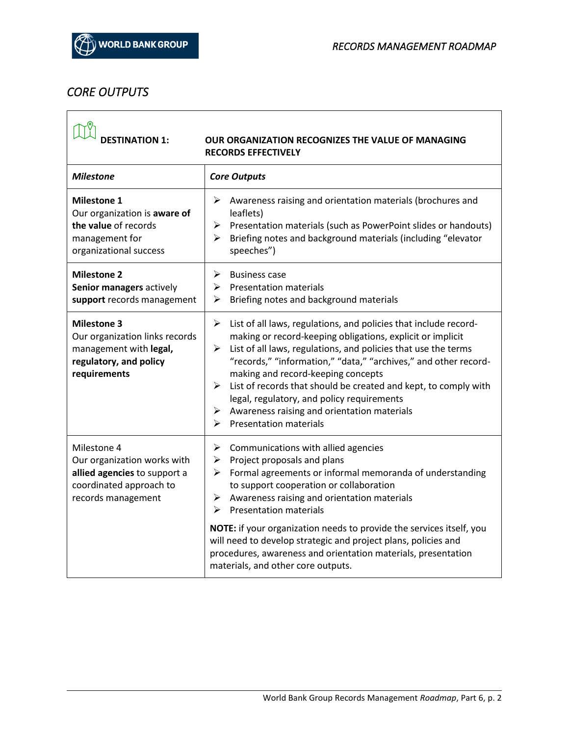## *CORE OUTPUTS*

| **DESTINATION 1:** | **OUR ORGANIZATION RECOGNIZES THE VALUE OF MANAGING RECORDS EFFECTIVELY** |
|---|---|
| ***Milestone*** | ***Core Outputs*** |
| **Milestone 1**<br>Our organization is **aware of the value** of records management for organizational success | ➢ Awareness raising and orientation materials (brochures and leaflets)<br>➢ Presentation materials (such as PowerPoint slides or handouts)<br>➢ Briefing notes and background materials (including "elevator speeches") |
| **Milestone 2**<br>**Senior managers** actively **support** records management | ➢ Business case<br>➢ Presentation materials<br>➢ Briefing notes and background materials |
| **Milestone 3**<br>Our organization links records management with **legal, regulatory, and policy requirements** | ➢ List of all laws, regulations, and policies that include record-making or record-keeping obligations, explicit or implicit<br>➢ List of all laws, regulations, and policies that use the terms "records," "information," "data," "archives," and other record-making and record-keeping concepts<br>➢ List of records that should be created and kept, to comply with legal, regulatory, and policy requirements<br>➢ Awareness raising and orientation materials<br>➢ Presentation materials |
| Milestone 4<br>Our organization works with **allied agencies** to support a coordinated approach to records management | ➢ Communications with allied agencies<br>➢ Project proposals and plans<br>➢ Formal agreements or informal memoranda of understanding to support cooperation or collaboration<br>➢ Awareness raising and orientation materials<br>➢ Presentation materials<br><br>**NOTE:** if your organization needs to provide the services itself, you will need to develop strategic and project plans, policies and procedures, awareness and orientation materials, presentation materials, and other core outputs. |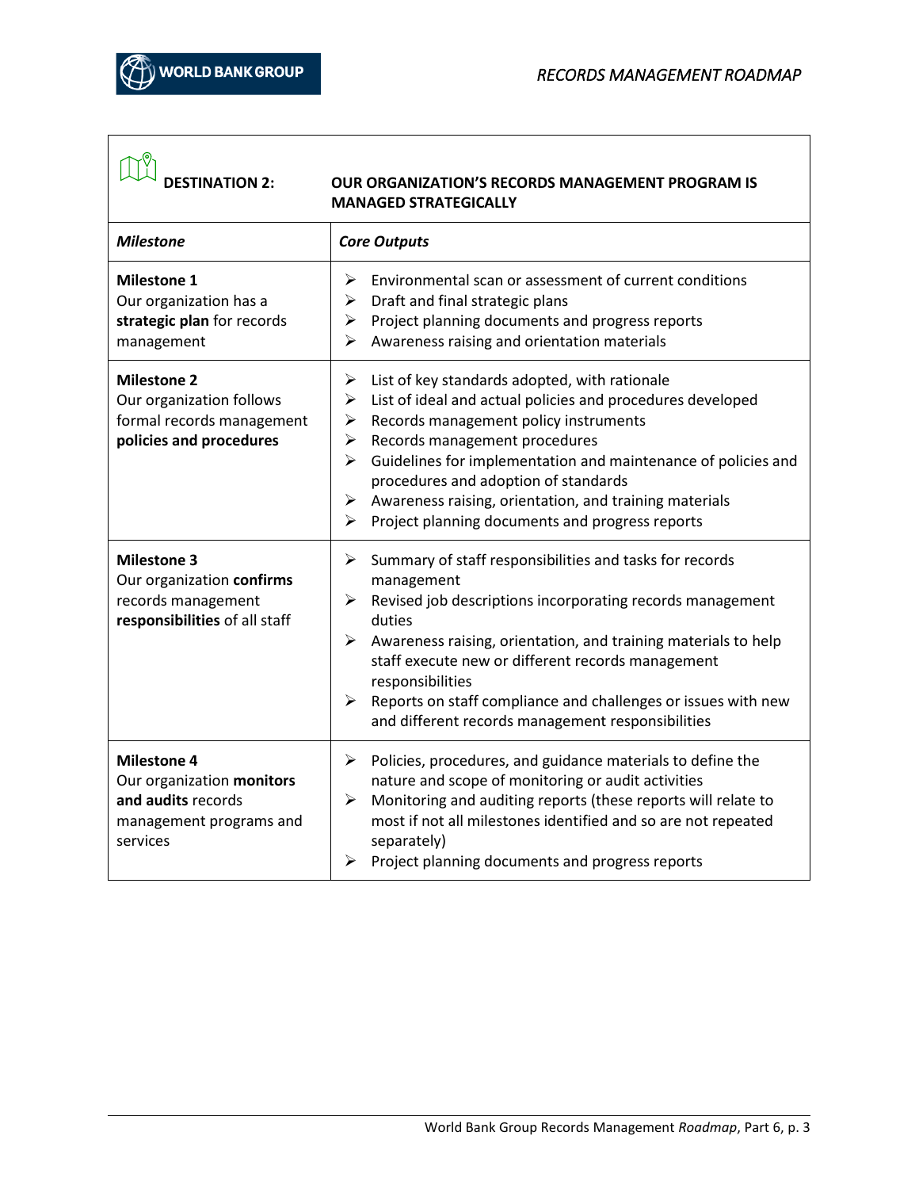| DESTINATION 2: | OUR ORGANIZATION'S RECORDS MANAGEMENT PROGRAM IS MANAGED STRATEGICALLY |
|---|---|
| ***Milestone*** | ***Core Outputs*** |
| **Milestone 1**<br>Our organization has a **strategic plan** for records management | ➢ Environmental scan or assessment of current conditions<br>➢ Draft and final strategic plans<br>➢ Project planning documents and progress reports<br>➢ Awareness raising and orientation materials |
| **Milestone 2**<br>Our organization follows formal records management **policies and procedures** | ➢ List of key standards adopted, with rationale<br>➢ List of ideal and actual policies and procedures developed<br>➢ Records management policy instruments<br>➢ Records management procedures<br>➢ Guidelines for implementation and maintenance of policies and procedures and adoption of standards<br>➢ Awareness raising, orientation, and training materials<br>➢ Project planning documents and progress reports |
| **Milestone 3**<br>Our organization **confirms** records management **responsibilities** of all staff | ➢ Summary of staff responsibilities and tasks for records management<br>➢ Revised job descriptions incorporating records management duties<br>➢ Awareness raising, orientation, and training materials to help staff execute new or different records management responsibilities<br>➢ Reports on staff compliance and challenges or issues with new and different records management responsibilities |
| **Milestone 4**<br>Our organization **monitors and audits** records management programs and services | ➢ Policies, procedures, and guidance materials to define the nature and scope of monitoring or audit activities<br>➢ Monitoring and auditing reports (these reports will relate to most if not all milestones identified and so are not repeated separately)<br>➢ Project planning documents and progress reports |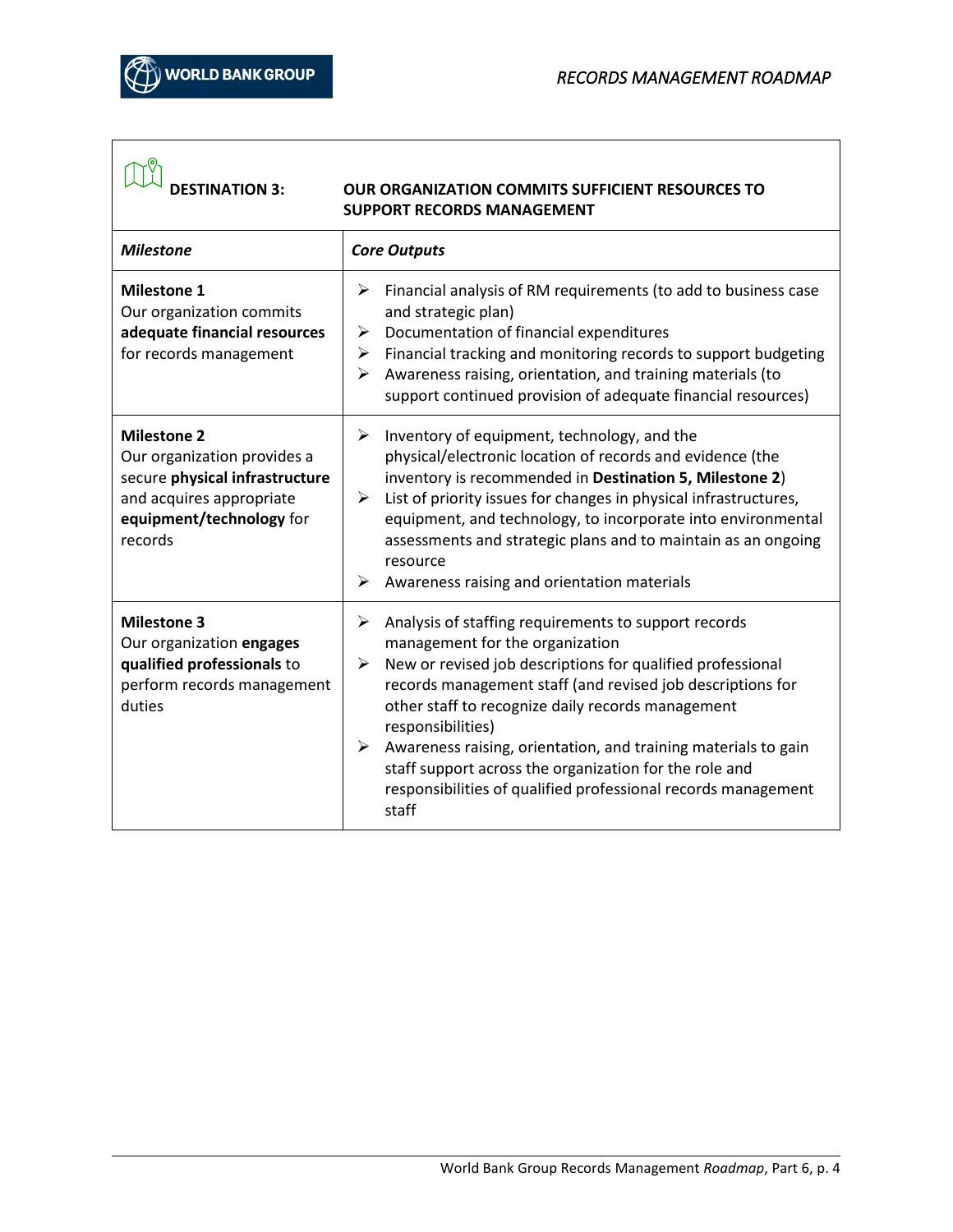| **DESTINATION 3:** | **OUR ORGANIZATION COMMITS SUFFICIENT RESOURCES TO SUPPORT RECORDS MANAGEMENT** |
|---|---|
| ***Milestone*** | ***Core Outputs*** |
| **Milestone 1**<br>Our organization commits **adequate financial resources** for records management | ➢ Financial analysis of RM requirements (to add to business case and strategic plan)<br>➢ Documentation of financial expenditures<br>➢ Financial tracking and monitoring records to support budgeting<br>➢ Awareness raising, orientation, and training materials (to support continued provision of adequate financial resources) |
| **Milestone 2**<br>Our organization provides a secure **physical infrastructure** and acquires appropriate **equipment/technology** for records | ➢ Inventory of equipment, technology, and the physical/electronic location of records and evidence (the inventory is recommended in **Destination 5, Milestone 2**)<br>➢ List of priority issues for changes in physical infrastructures, equipment, and technology, to incorporate into environmental assessments and strategic plans and to maintain as an ongoing resource<br>➢ Awareness raising and orientation materials |
| **Milestone 3**<br>Our organization **engages qualified professionals** to perform records management duties | ➢ Analysis of staffing requirements to support records management for the organization<br>➢ New or revised job descriptions for qualified professional records management staff (and revised job descriptions for other staff to recognize daily records management responsibilities)<br>➢ Awareness raising, orientation, and training materials to gain staff support across the organization for the role and responsibilities of qualified professional records management staff |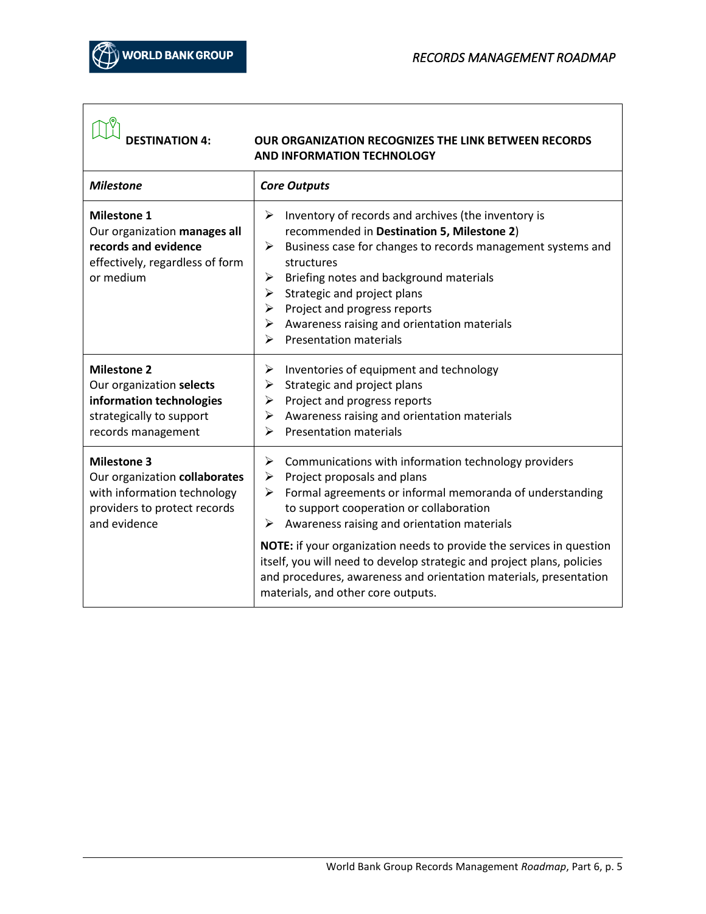| **DESTINATION 4:** | **OUR ORGANIZATION RECOGNIZES THE LINK BETWEEN RECORDS AND INFORMATION TECHNOLOGY** |
|---|---|
| ***Milestone*** | ***Core Outputs*** |
| **Milestone 1**<br>Our organization **manages all records and evidence** effectively, regardless of form or medium | ➢ Inventory of records and archives (the inventory is recommended in **Destination 5, Milestone 2**)<br>➢ Business case for changes to records management systems and structures<br>➢ Briefing notes and background materials<br>➢ Strategic and project plans<br>➢ Project and progress reports<br>➢ Awareness raising and orientation materials<br>➢ Presentation materials |
| **Milestone 2**<br>Our organization **selects information technologies** strategically to support records management | ➢ Inventories of equipment and technology<br>➢ Strategic and project plans<br>➢ Project and progress reports<br>➢ Awareness raising and orientation materials<br>➢ Presentation materials |
| **Milestone 3**<br>Our organization **collaborates** with information technology providers to protect records and evidence | ➢ Communications with information technology providers<br>➢ Project proposals and plans<br>➢ Formal agreements or informal memoranda of understanding to support cooperation or collaboration<br>➢ Awareness raising and orientation materials<br><br>**NOTE:** if your organization needs to provide the services in question itself, you will need to develop strategic and project plans, policies and procedures, awareness and orientation materials, presentation materials, and other core outputs. |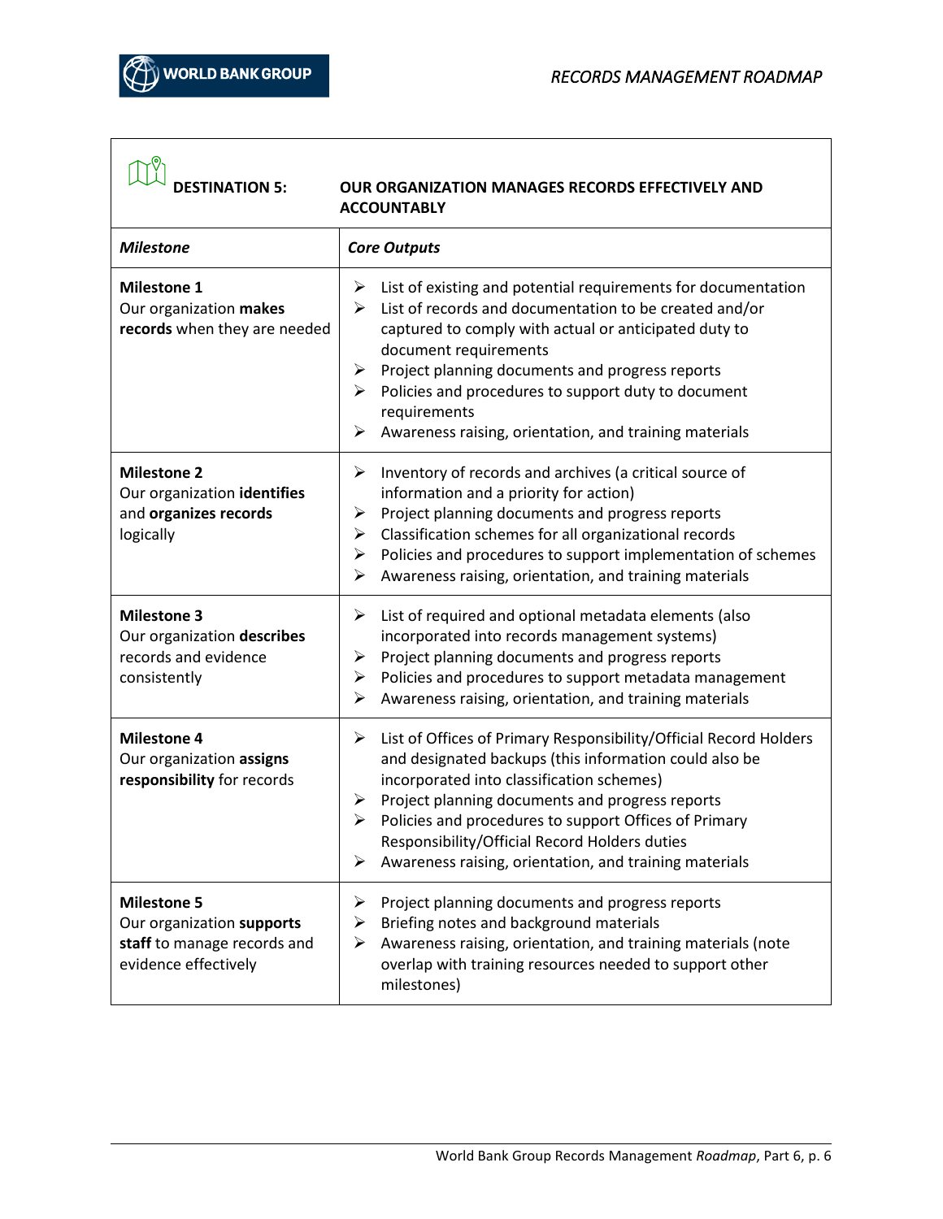| DESTINATION 5: | OUR ORGANIZATION MANAGES RECORDS EFFECTIVELY AND ACCOUNTABLY |
|---|---|
| ***Milestone*** | ***Core Outputs*** |
| **Milestone 1**<br>Our organization **makes records** when they are needed | ➢ List of existing and potential requirements for documentation<br>➢ List of records and documentation to be created and/or captured to comply with actual or anticipated duty to document requirements<br>➢ Project planning documents and progress reports<br>➢ Policies and procedures to support duty to document requirements<br>➢ Awareness raising, orientation, and training materials |
| **Milestone 2**<br>Our organization **identifies** and **organizes records** logically | ➢ Inventory of records and archives (a critical source of information and a priority for action)<br>➢ Project planning documents and progress reports<br>➢ Classification schemes for all organizational records<br>➢ Policies and procedures to support implementation of schemes<br>➢ Awareness raising, orientation, and training materials |
| **Milestone 3**<br>Our organization **describes** records and evidence consistently | ➢ List of required and optional metadata elements (also incorporated into records management systems)<br>➢ Project planning documents and progress reports<br>➢ Policies and procedures to support metadata management<br>➢ Awareness raising, orientation, and training materials |
| **Milestone 4**<br>Our organization **assigns responsibility** for records | ➢ List of Offices of Primary Responsibility/Official Record Holders and designated backups (this information could also be incorporated into classification schemes)<br>➢ Project planning documents and progress reports<br>➢ Policies and procedures to support Offices of Primary Responsibility/Official Record Holders duties<br>➢ Awareness raising, orientation, and training materials |
| **Milestone 5**<br>Our organization **supports staff** to manage records and evidence effectively | ➢ Project planning documents and progress reports<br>➢ Briefing notes and background materials<br>➢ Awareness raising, orientation, and training materials (note overlap with training resources needed to support other milestones) |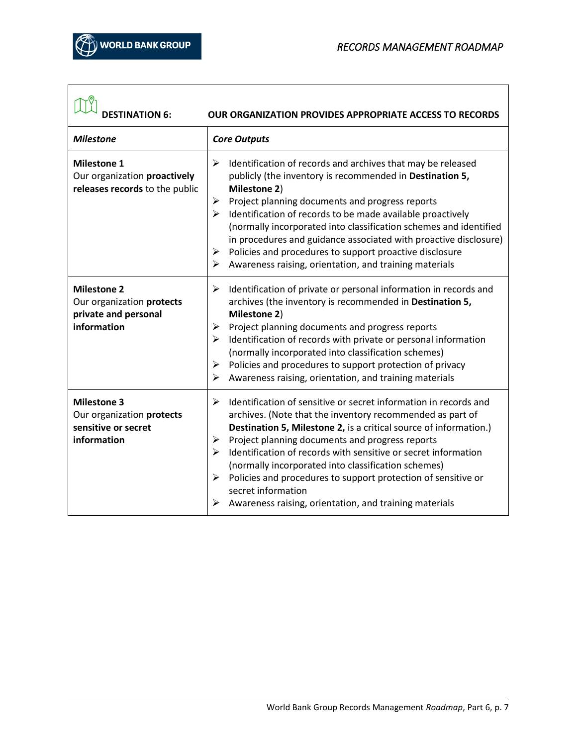| **DESTINATION 6:** | **OUR ORGANIZATION PROVIDES APPROPRIATE ACCESS TO RECORDS** |
|---|---|
| ***Milestone*** | ***Core Outputs*** |
| **Milestone 1**<br>Our organization **proactively releases records** to the public | ➢ Identification of records and archives that may be released publicly (the inventory is recommended in **Destination 5, Milestone 2**)<br>➢ Project planning documents and progress reports<br>➢ Identification of records to be made available proactively (normally incorporated into classification schemes and identified in procedures and guidance associated with proactive disclosure)<br>➢ Policies and procedures to support proactive disclosure<br>➢ Awareness raising, orientation, and training materials |
| **Milestone 2**<br>Our organization **protects private and personal information** | ➢ Identification of private or personal information in records and archives (the inventory is recommended in **Destination 5, Milestone 2**)<br>➢ Project planning documents and progress reports<br>➢ Identification of records with private or personal information (normally incorporated into classification schemes)<br>➢ Policies and procedures to support protection of privacy<br>➢ Awareness raising, orientation, and training materials |
| **Milestone 3**<br>Our organization **protects sensitive or secret information** | ➢ Identification of sensitive or secret information in records and archives. (Note that the inventory recommended as part of **Destination 5, Milestone 2,** is a critical source of information.)<br>➢ Project planning documents and progress reports<br>➢ Identification of records with sensitive or secret information (normally incorporated into classification schemes)<br>➢ Policies and procedures to support protection of sensitive or secret information<br>➢ Awareness raising, orientation, and training materials |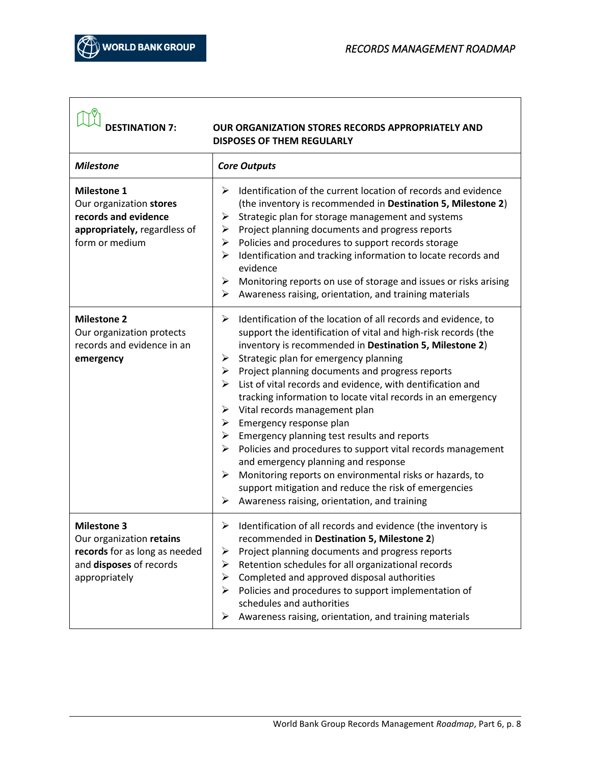| **DESTINATION 7:** | **OUR ORGANIZATION STORES RECORDS APPROPRIATELY AND DISPOSES OF THEM REGULARLY** |
|---|---|
| ***Milestone*** | ***Core Outputs*** |
| **Milestone 1**<br>Our organization **stores records and evidence appropriately,** regardless of form or medium | ➢ Identification of the current location of records and evidence (the inventory is recommended in **Destination 5, Milestone 2**)<br>➢ Strategic plan for storage management and systems<br>➢ Project planning documents and progress reports<br>➢ Policies and procedures to support records storage<br>➢ Identification and tracking information to locate records and evidence<br>➢ Monitoring reports on use of storage and issues or risks arising<br>➢ Awareness raising, orientation, and training materials |
| **Milestone 2**<br>Our organization protects records and evidence in an **emergency** | ➢ Identification of the location of all records and evidence, to support the identification of vital and high-risk records (the inventory is recommended in **Destination 5, Milestone 2**)<br>➢ Strategic plan for emergency planning<br>➢ Project planning documents and progress reports<br>➢ List of vital records and evidence, with dentification and tracking information to locate vital records in an emergency<br>➢ Vital records management plan<br>➢ Emergency response plan<br>➢ Emergency planning test results and reports<br>➢ Policies and procedures to support vital records management and emergency planning and response<br>➢ Monitoring reports on environmental risks or hazards, to support mitigation and reduce the risk of emergencies<br>➢ Awareness raising, orientation, and training |
| **Milestone 3**<br>Our organization **retains records** for as long as needed and **disposes** of records appropriately | ➢ Identification of all records and evidence (the inventory is recommended in **Destination 5, Milestone 2**)<br>➢ Project planning documents and progress reports<br>➢ Retention schedules for all organizational records<br>➢ Completed and approved disposal authorities<br>➢ Policies and procedures to support implementation of schedules and authorities<br>➢ Awareness raising, orientation, and training materials |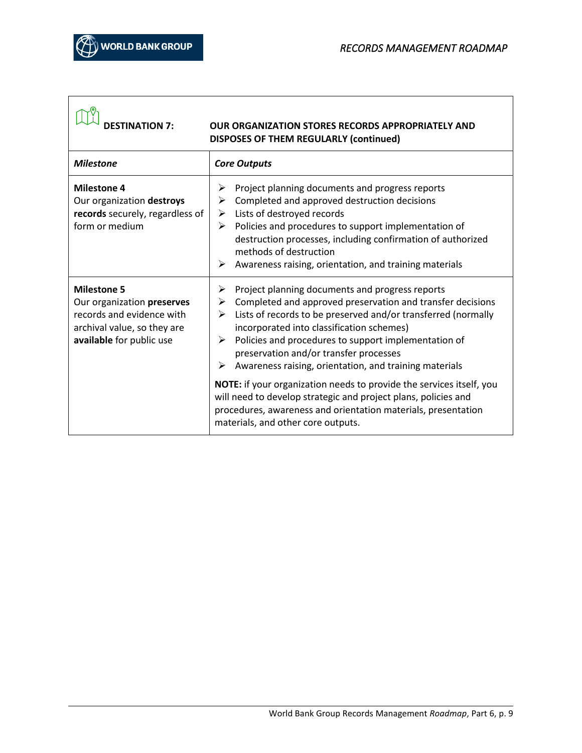| DESTINATION 7: | OUR ORGANIZATION STORES RECORDS APPROPRIATELY AND DISPOSES OF THEM REGULARLY (continued) |
|---|---|
| ***Milestone*** | ***Core Outputs*** |
| **Milestone 4**<br>Our organization **destroys records** securely, regardless of form or medium | ➢ Project planning documents and progress reports<br>➢ Completed and approved destruction decisions<br>➢ Lists of destroyed records<br>➢ Policies and procedures to support implementation of destruction processes, including confirmation of authorized methods of destruction<br>➢ Awareness raising, orientation, and training materials |
| **Milestone 5**<br>Our organization **preserves** records and evidence with archival value, so they are **available** for public use | ➢ Project planning documents and progress reports<br>➢ Completed and approved preservation and transfer decisions<br>➢ Lists of records to be preserved and/or transferred (normally incorporated into classification schemes)<br>➢ Policies and procedures to support implementation of preservation and/or transfer processes<br>➢ Awareness raising, orientation, and training materials<br><br>**NOTE:** if your organization needs to provide the services itself, you will need to develop strategic and project plans, policies and procedures, awareness and orientation materials, presentation materials, and other core outputs. |